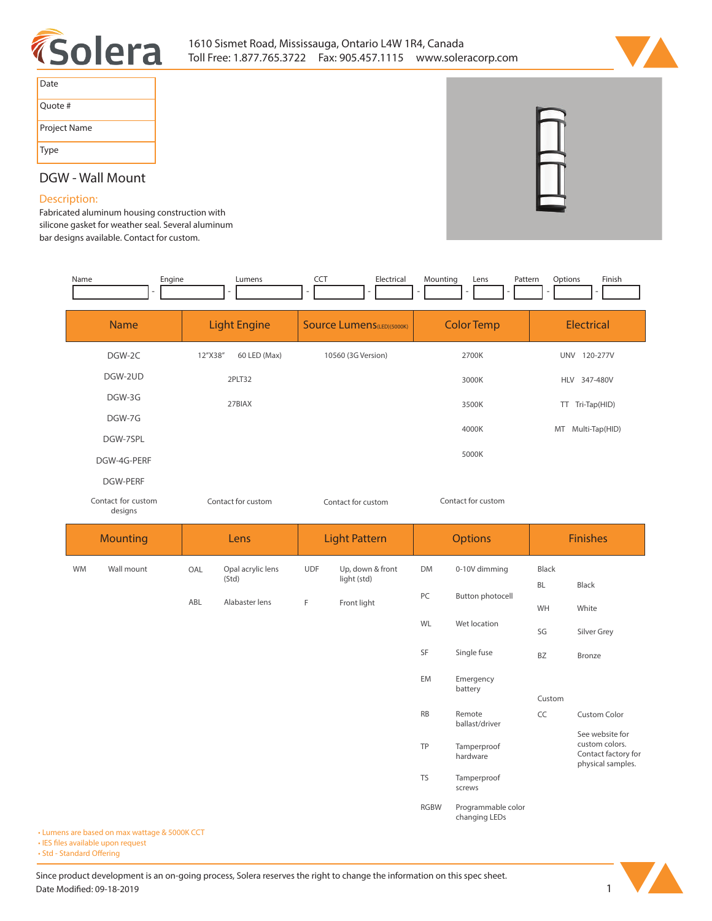# Solera

1610 Sismet Road, Mississauga, Ontario L4W 1R4, Canada
Toll Free: 1.877.765.3722 Fax: 905.457.1115 www.soleracorp.com

| Date |
|---|
| Quote # |
| Project Name |
| Type |

## DGW - Wall Mount

### Description:

Fabricated aluminum housing construction with silicone gasket for weather seal. Several aluminum bar designs available. Contact for custom.

| Name | Engine | Lumens | CCT | Electrical | Mounting | Lens | Pattern | Options | Finish |
|---|---|---|---|---|---|---|---|---|---|
| | - | - | - | - | - | - | - | - | - |

| Name | Light Engine | Source Lumens(LED)(5000K) | Color Temp | Electrical |
|---|---|---|---|---|
| DGW-2C | 12"X38" 60 LED (Max) | 10560 (3G Version) | 2700K | UNV 120-277V |
| DGW-2UD | 2PLT32 | | 3000K | HLV 347-480V |
| DGW-3G | 27BIAX | | 3500K | TT Tri-Tap(HID) |
| DGW-7G | | | 4000K | MT Multi-Tap(HID) |
| DGW-7SPL | | | 5000K | |
| DGW-4G-PERF | | | | |
| DGW-PERF | | | | |
| Contact for custom designs | Contact for custom | Contact for custom | Contact for custom | |

| Mounting | | Lens | | Light Pattern | | Options | | Finishes | |
|---|---|---|---|---|---|---|---|---|---|
| WM | Wall mount | OAL | Opal acrylic lens (Std) | UDF | Up, down & front light (std) | DM | 0-10V dimming | Black | |
| | | ABL | Alabaster lens | F | Front light | PC | Button photocell | BL | Black |
| | | | | | | WL | Wet location | WH | White |
| | | | | | | SF | Single fuse | SG | Silver Grey |
| | | | | | | EM | Emergency battery | BZ | Bronze |
| | | | | | | RB | Remote ballast/driver | Custom | |
| | | | | | | TP | Tamperproof hardware | CC | Custom Color |
| | | | | | | TS | Tamperproof screws | | See website for custom colors. Contact factory for physical samples. |
| | | | | | | RGBW | Programmable color changing LEDs | | |

- Lumens are based on max wattage & 5000K CCT
- IES files available upon request
- Std - Standard Offering

Since product development is an on-going process, Solera reserves the right to change the information on this spec sheet.
Date Modified: 09-18-2019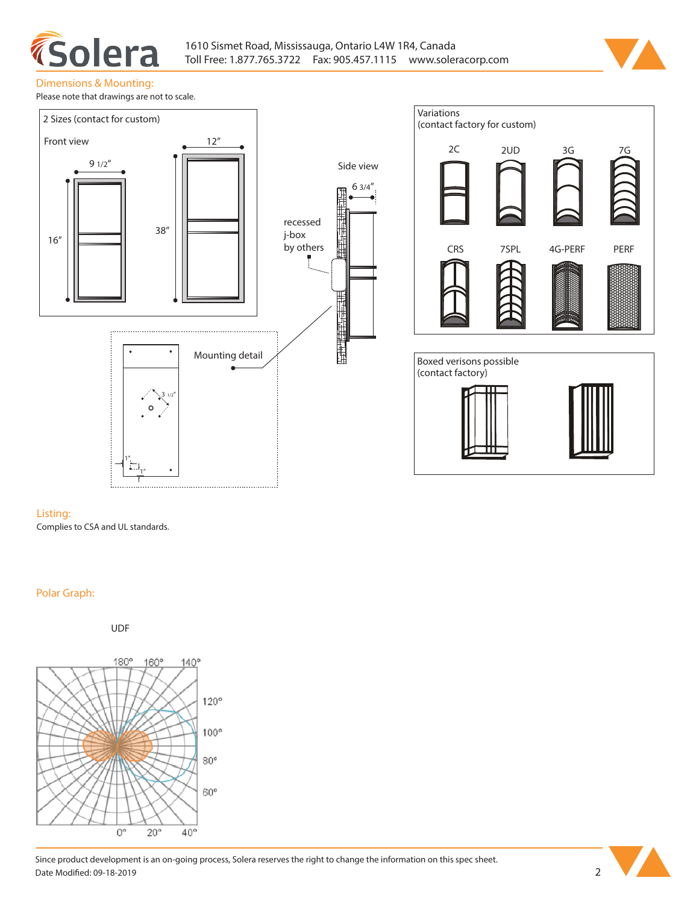1610 Sismet Road, Mississauga, Ontario L4W 1R4, Canada
Toll Free: 1.877.765.3722 Fax: 905.457.1115 www.soleracorp.com

## Dimensions & Mounting:

Please note that drawings are not to scale.

2 Sizes (contact for custom)

Front view

9 1/2″

16″

12″

38″

Side view

6 3/4″

recessed j-box by others

Mounting detail

3 1/2″

1″

1″

Variations (contact factory for custom)

2C 2UD 3G 7G

CRS 7SPL 4G-PERF PERF

Boxed verisons possible (contact factory)

## Listing:

Complies to CSA and UL standards.

## Polar Graph:

UDF

180° 160° 140°

120°

100°

80°

60°

0° 20° 40°

Since product development is an on-going process, Solera reserves the right to change the information on this spec sheet.
Date Modified: 09-18-2019